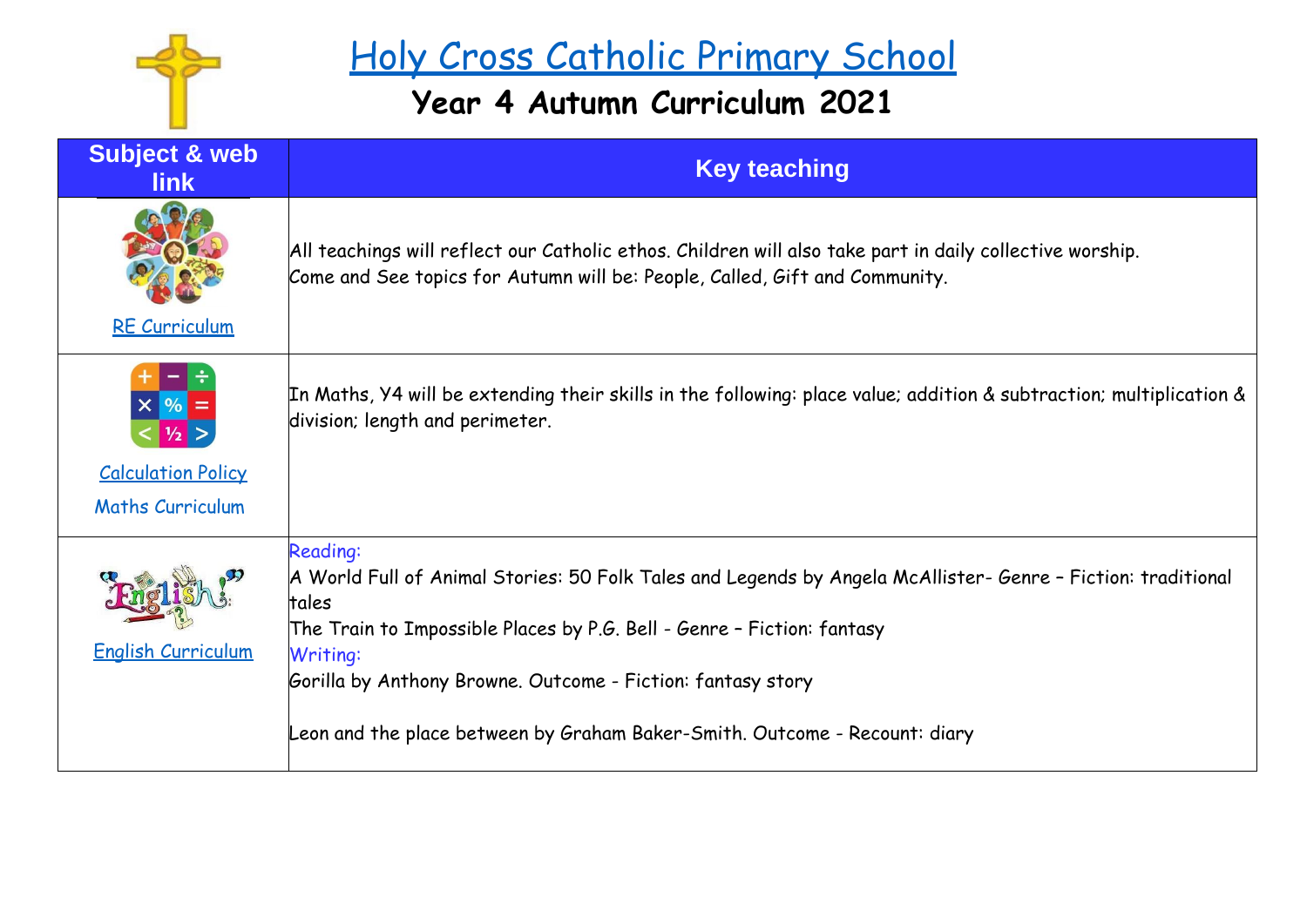# Holy Cross Catholic Primary School

## Year 4 Autumn Curriculum 2021

| Subject & web link | Key teaching |
| --- | --- |
| RE Curriculum | All teachings will reflect our Catholic ethos. Children will also take part in daily collective worship.<br>Come and See topics for Autumn will be: People, Called, Gift and Community. |
| Calculation Policy<br>Maths Curriculum | In Maths, Y4 will be extending their skills in the following: place value; addition & subtraction; multiplication & division; length and perimeter. |
| English Curriculum | Reading:<br>A World Full of Animal Stories: 50 Folk Tales and Legends by Angela McAllister- Genre – Fiction: traditional tales<br>The Train to Impossible Places by P.G. Bell - Genre – Fiction: fantasy<br>Writing:<br>Gorilla by Anthony Browne. Outcome - Fiction: fantasy story<br><br>Leon and the place between by Graham Baker-Smith. Outcome - Recount: diary |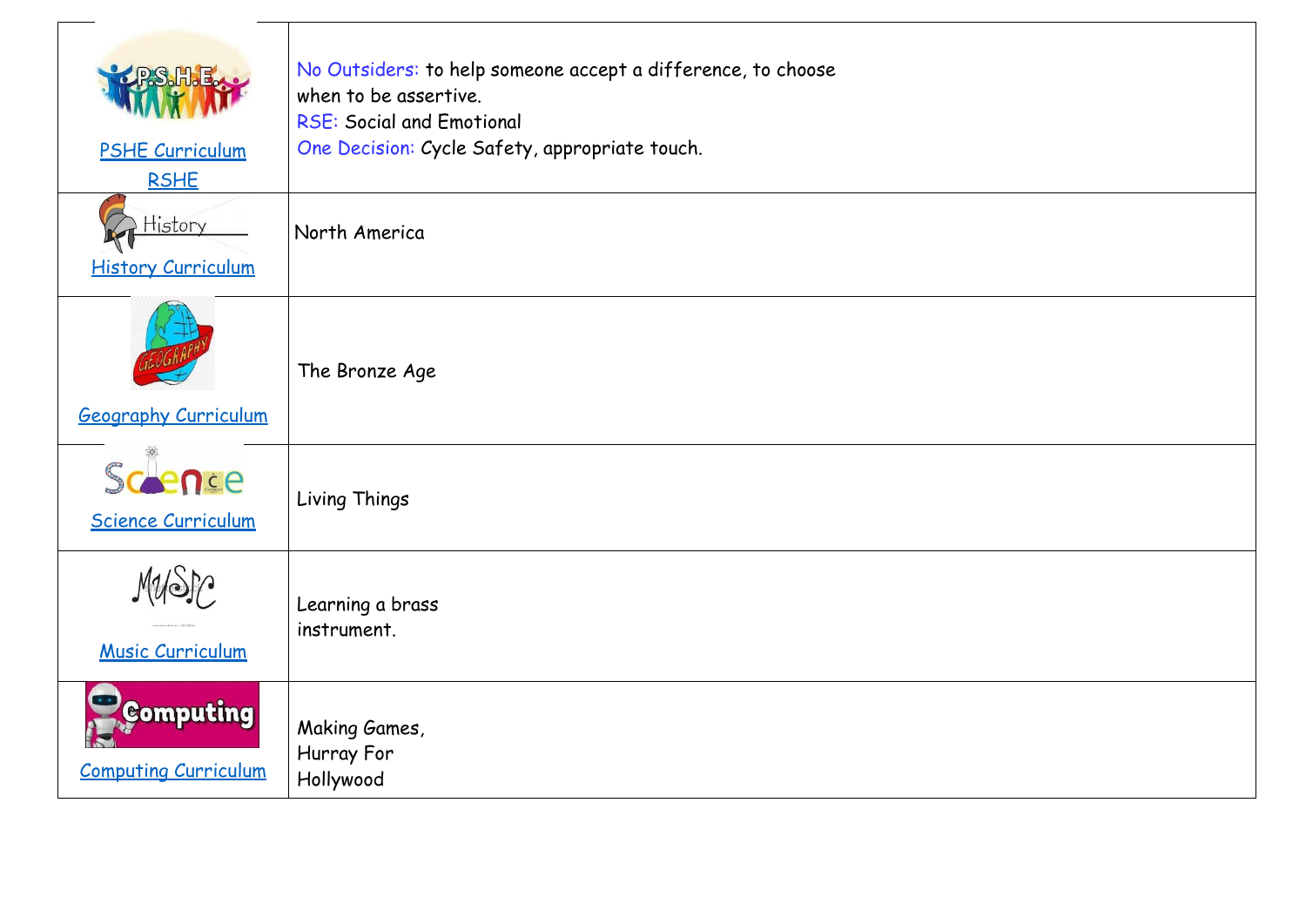| | |
|---|---|
| PSHE Curriculum RSHE | No Outsiders: to help someone accept a difference, to choose when to be assertive. RSE: Social and Emotional One Decision: Cycle Safety, appropriate touch. |
| History Curriculum | North America |
| Geography Curriculum | The Bronze Age |
| Science Curriculum | Living Things |
| Music Curriculum | Learning a brass instrument. |
| Computing Curriculum | Making Games, Hurray For Hollywood |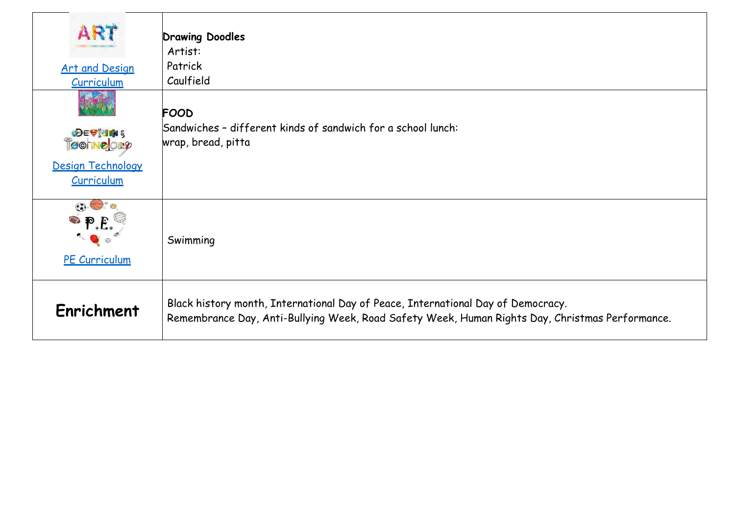| | |
|---|---|
| Art and Design Curriculum | **Drawing Doodles**<br>Artist:<br>Patrick<br>Caulfield |
| Design Technology Curriculum | **FOOD**<br>Sandwiches – different kinds of sandwich for a school lunch:<br>wrap, bread, pitta |
| P.E.<br>PE Curriculum | Swimming |
| **Enrichment** | Black history month, International Day of Peace, International Day of Democracy.<br>Remembrance Day, Anti-Bullying Week, Road Safety Week, Human Rights Day, Christmas Performance. |